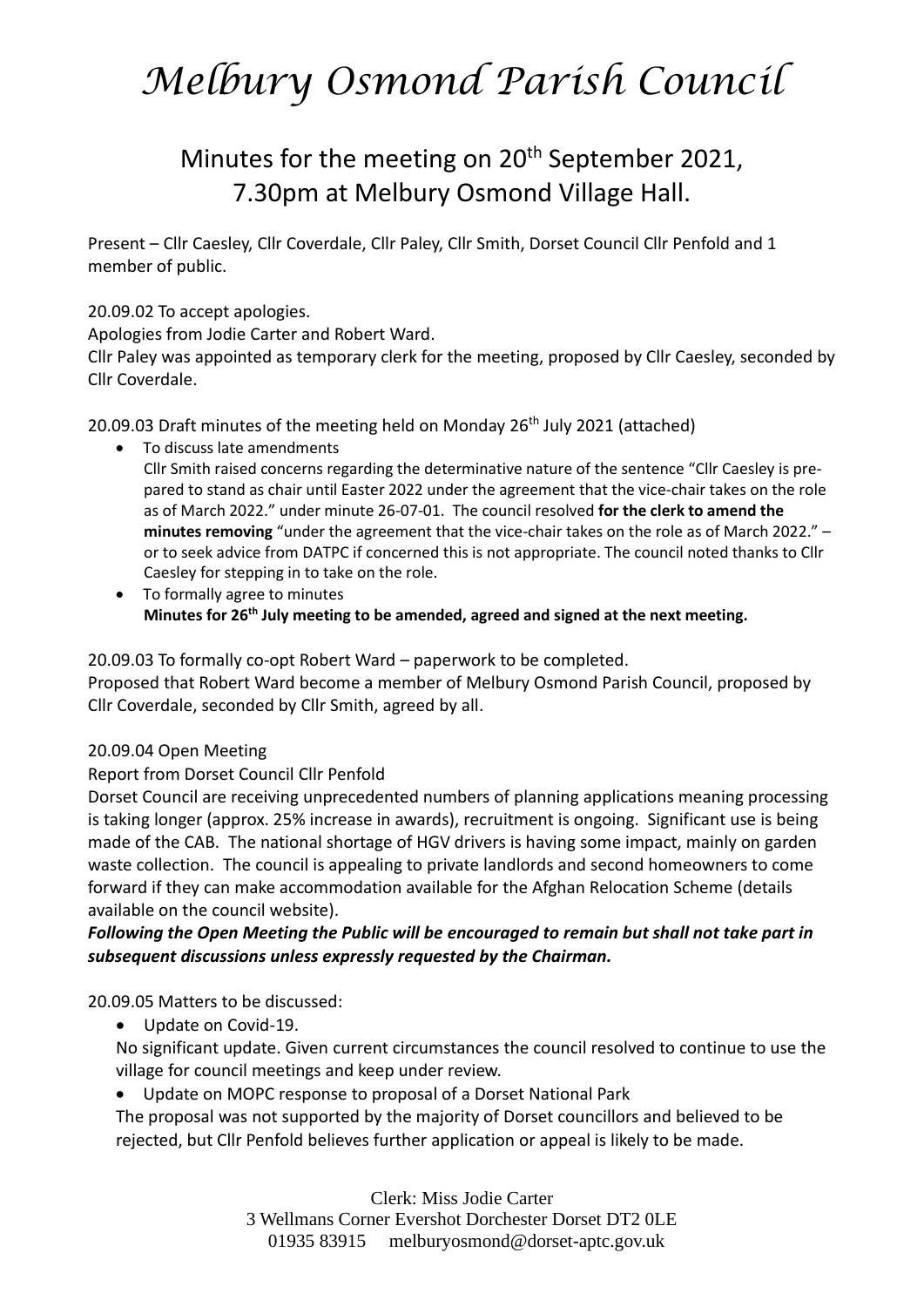# Melbury Osmond Parish Council

## Minutes for the meeting on 20th September 2021, 7.30pm at Melbury Osmond Village Hall.

Present – Cllr Caesley, Cllr Coverdale, Cllr Paley, Cllr Smith, Dorset Council Cllr Penfold and 1 member of public.

20.09.02 To accept apologies.

Apologies from Jodie Carter and Robert Ward.

Cllr Paley was appointed as temporary clerk for the meeting, proposed by Cllr Caesley, seconded by Cllr Coverdale.

20.09.03 Draft minutes of the meeting held on Monday 26th July 2021 (attached)

- To discuss late amendments
  Cllr Smith raised concerns regarding the determinative nature of the sentence "Cllr Caesley is prepared to stand as chair until Easter 2022 under the agreement that the vice-chair takes on the role as of March 2022." under minute 26-07-01. The council resolved **for the clerk to amend the minutes removing** "under the agreement that the vice-chair takes on the role as of March 2022." – or to seek advice from DATPC if concerned this is not appropriate. The council noted thanks to Cllr Caesley for stepping in to take on the role.
- To formally agree to minutes
  **Minutes for 26th July meeting to be amended, agreed and signed at the next meeting.**

20.09.03 To formally co-opt Robert Ward – paperwork to be completed.

Proposed that Robert Ward become a member of Melbury Osmond Parish Council, proposed by Cllr Coverdale, seconded by Cllr Smith, agreed by all.

20.09.04 Open Meeting

Report from Dorset Council Cllr Penfold

Dorset Council are receiving unprecedented numbers of planning applications meaning processing is taking longer (approx. 25% increase in awards), recruitment is ongoing. Significant use is being made of the CAB. The national shortage of HGV drivers is having some impact, mainly on garden waste collection. The council is appealing to private landlords and second homeowners to come forward if they can make accommodation available for the Afghan Relocation Scheme (details available on the council website).

***Following the Open Meeting the Public will be encouraged to remain but shall not take part in subsequent discussions unless expressly requested by the Chairman.***

20.09.05 Matters to be discussed:

- Update on Covid-19.
  No significant update. Given current circumstances the council resolved to continue to use the village for council meetings and keep under review.
- Update on MOPC response to proposal of a Dorset National Park
  The proposal was not supported by the majority of Dorset councillors and believed to be rejected, but Cllr Penfold believes further application or appeal is likely to be made.

Clerk: Miss Jodie Carter
3 Wellmans Corner Evershot Dorchester Dorset DT2 0LE
01935 83915 melburyosmond@dorset-aptc.gov.uk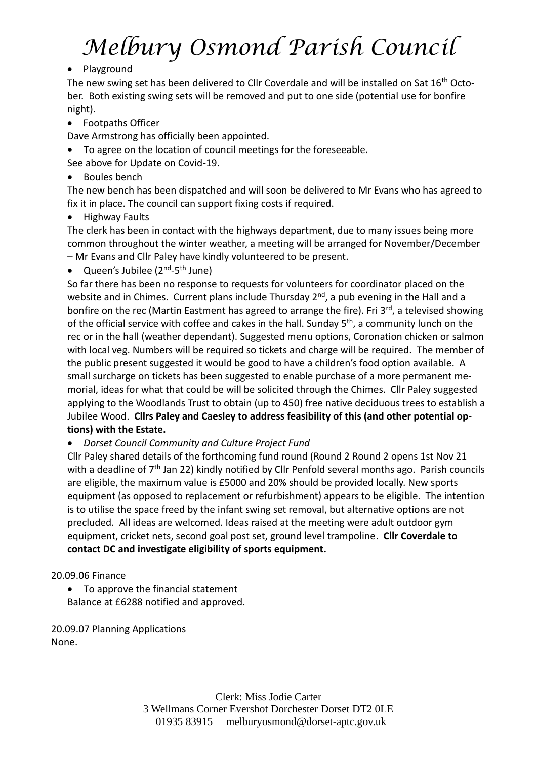- Playground

The new swing set has been delivered to Cllr Coverdale and will be installed on Sat 16th October. Both existing swing sets will be removed and put to one side (potential use for bonfire night).

- Footpaths Officer

Dave Armstrong has officially been appointed.

- To agree on the location of council meetings for the foreseeable.

See above for Update on Covid-19.

- Boules bench

The new bench has been dispatched and will soon be delivered to Mr Evans who has agreed to fix it in place. The council can support fixing costs if required.

- Highway Faults

The clerk has been in contact with the highways department, due to many issues being more common throughout the winter weather, a meeting will be arranged for November/December – Mr Evans and Cllr Paley have kindly volunteered to be present.

- Queen's Jubilee (2nd-5th June)

So far there has been no response to requests for volunteers for coordinator placed on the website and in Chimes. Current plans include Thursday 2nd, a pub evening in the Hall and a bonfire on the rec (Martin Eastment has agreed to arrange the fire). Fri 3rd, a televised showing of the official service with coffee and cakes in the hall. Sunday 5th, a community lunch on the rec or in the hall (weather dependant). Suggested menu options, Coronation chicken or salmon with local veg. Numbers will be required so tickets and charge will be required. The member of the public present suggested it would be good to have a children's food option available. A small surcharge on tickets has been suggested to enable purchase of a more permanent memorial, ideas for what that could be will be solicited through the Chimes. Cllr Paley suggested applying to the Woodlands Trust to obtain (up to 450) free native deciduous trees to establish a Jubilee Wood. **Cllrs Paley and Caesley to address feasibility of this (and other potential options) with the Estate.**

- *Dorset Council Community and Culture Project Fund*

Cllr Paley shared details of the forthcoming fund round (Round 2 Round 2 opens 1st Nov 21 with a deadline of 7th Jan 22) kindly notified by Cllr Penfold several months ago. Parish councils are eligible, the maximum value is £5000 and 20% should be provided locally. New sports equipment (as opposed to replacement or refurbishment) appears to be eligible. The intention is to utilise the space freed by the infant swing set removal, but alternative options are not precluded. All ideas are welcomed. Ideas raised at the meeting were adult outdoor gym equipment, cricket nets, second goal post set, ground level trampoline. **Cllr Coverdale to contact DC and investigate eligibility of sports equipment.**

20.09.06 Finance

- To approve the financial statement

Balance at £6288 notified and approved.

20.09.07 Planning Applications

None.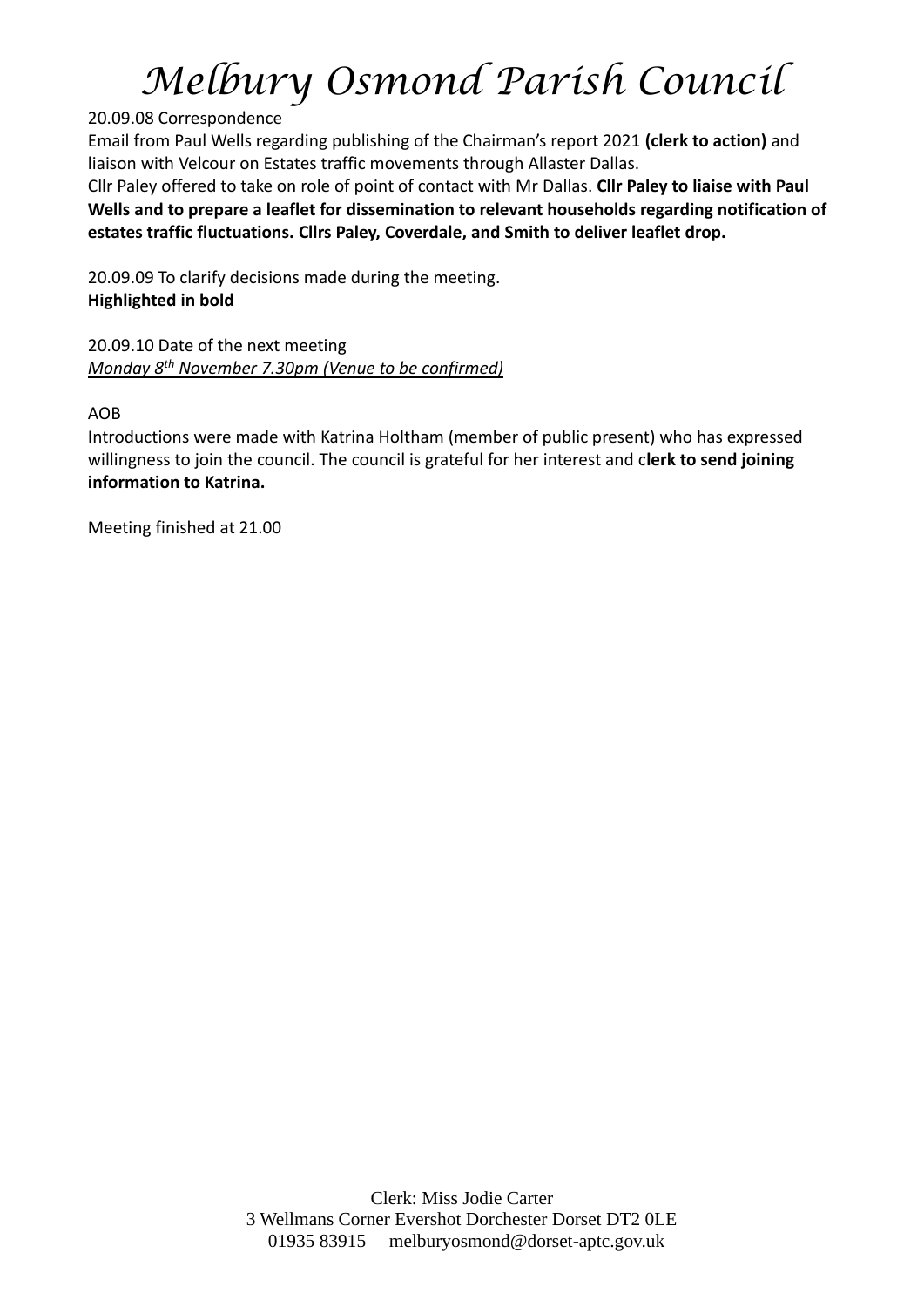# Melbury Osmond Parish Council

20.09.08 Correspondence

Email from Paul Wells regarding publishing of the Chairman's report 2021 **(clerk to action)** and liaison with Velcour on Estates traffic movements through Allaster Dallas.

Cllr Paley offered to take on role of point of contact with Mr Dallas. **Cllr Paley to liaise with Paul Wells and to prepare a leaflet for dissemination to relevant households regarding notification of estates traffic fluctuations. Cllrs Paley, Coverdale, and Smith to deliver leaflet drop.**

20.09.09 To clarify decisions made during the meeting.
**Highlighted in bold**

20.09.10 Date of the next meeting
*Monday 8th November 7.30pm (Venue to be confirmed)*

AOB

Introductions were made with Katrina Holtham (member of public present) who has expressed willingness to join the council. The council is grateful for her interest and c**lerk to send joining information to Katrina.**

Meeting finished at 21.00

Clerk: Miss Jodie Carter
3 Wellmans Corner Evershot Dorchester Dorset DT2 0LE
01935 83915 melburyosmond@dorset-aptc.gov.uk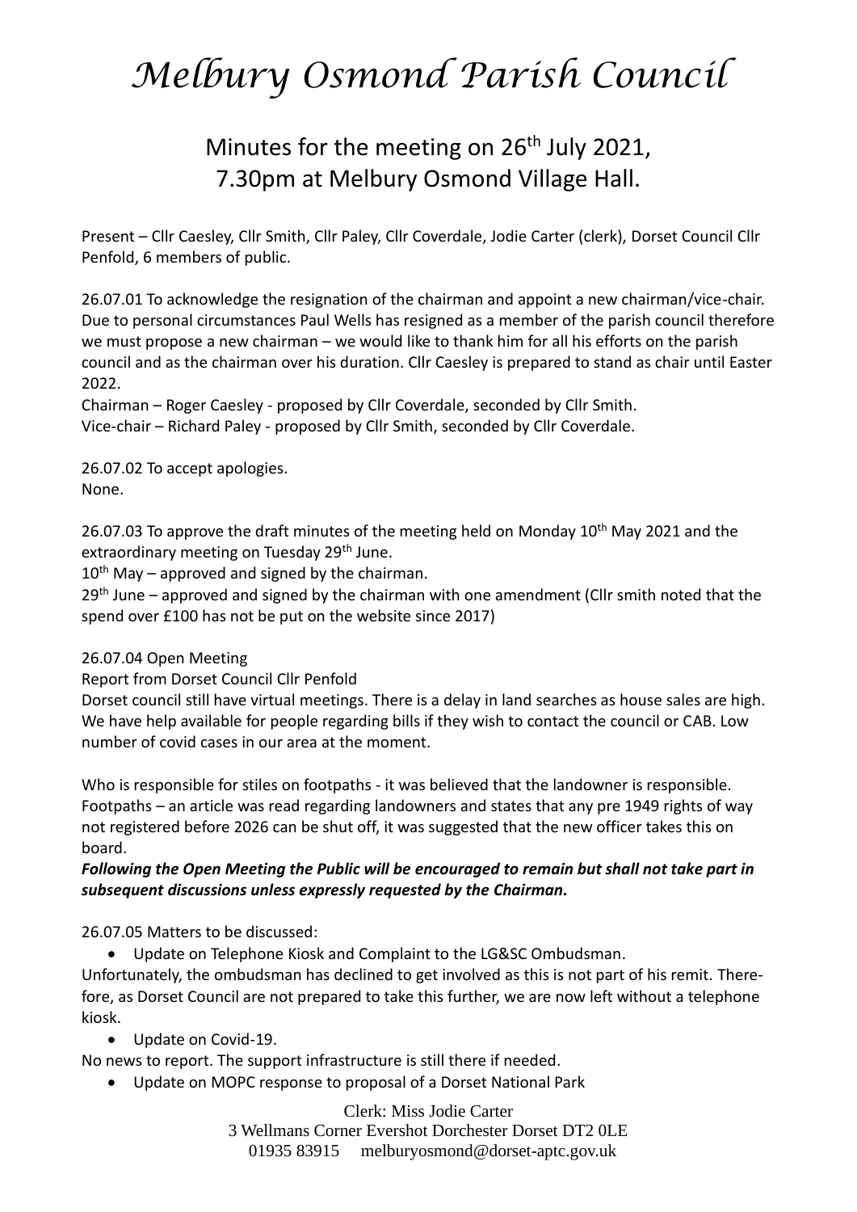# *Melbury Osmond Parish Council*

## Minutes for the meeting on 26th July 2021, 7.30pm at Melbury Osmond Village Hall.

Present – Cllr Caesley, Cllr Smith, Cllr Paley, Cllr Coverdale, Jodie Carter (clerk), Dorset Council Cllr Penfold, 6 members of public.

26.07.01 To acknowledge the resignation of the chairman and appoint a new chairman/vice-chair. Due to personal circumstances Paul Wells has resigned as a member of the parish council therefore we must propose a new chairman – we would like to thank him for all his efforts on the parish council and as the chairman over his duration. Cllr Caesley is prepared to stand as chair until Easter 2022.
Chairman – Roger Caesley - proposed by Cllr Coverdale, seconded by Cllr Smith.
Vice-chair – Richard Paley - proposed by Cllr Smith, seconded by Cllr Coverdale.

26.07.02 To accept apologies.
None.

26.07.03 To approve the draft minutes of the meeting held on Monday 10th May 2021 and the extraordinary meeting on Tuesday 29th June.
10th May – approved and signed by the chairman.
29th June – approved and signed by the chairman with one amendment (Cllr smith noted that the spend over £100 has not be put on the website since 2017)

26.07.04 Open Meeting
Report from Dorset Council Cllr Penfold
Dorset council still have virtual meetings. There is a delay in land searches as house sales are high. We have help available for people regarding bills if they wish to contact the council or CAB. Low number of covid cases in our area at the moment.

Who is responsible for stiles on footpaths - it was believed that the landowner is responsible. Footpaths – an article was read regarding landowners and states that any pre 1949 rights of way not registered before 2026 can be shut off, it was suggested that the new officer takes this on board.

***Following the Open Meeting the Public will be encouraged to remain but shall not take part in subsequent discussions unless expressly requested by the Chairman.***

26.07.05 Matters to be discussed:

- Update on Telephone Kiosk and Complaint to the LG&SC Ombudsman.

Unfortunately, the ombudsman has declined to get involved as this is not part of his remit. Therefore, as Dorset Council are not prepared to take this further, we are now left without a telephone kiosk.

- Update on Covid-19.

No news to report. The support infrastructure is still there if needed.

- Update on MOPC response to proposal of a Dorset National Park

Clerk: Miss Jodie Carter
3 Wellmans Corner Evershot Dorchester Dorset DT2 0LE
01935 83915 melburyosmond@dorset-aptc.gov.uk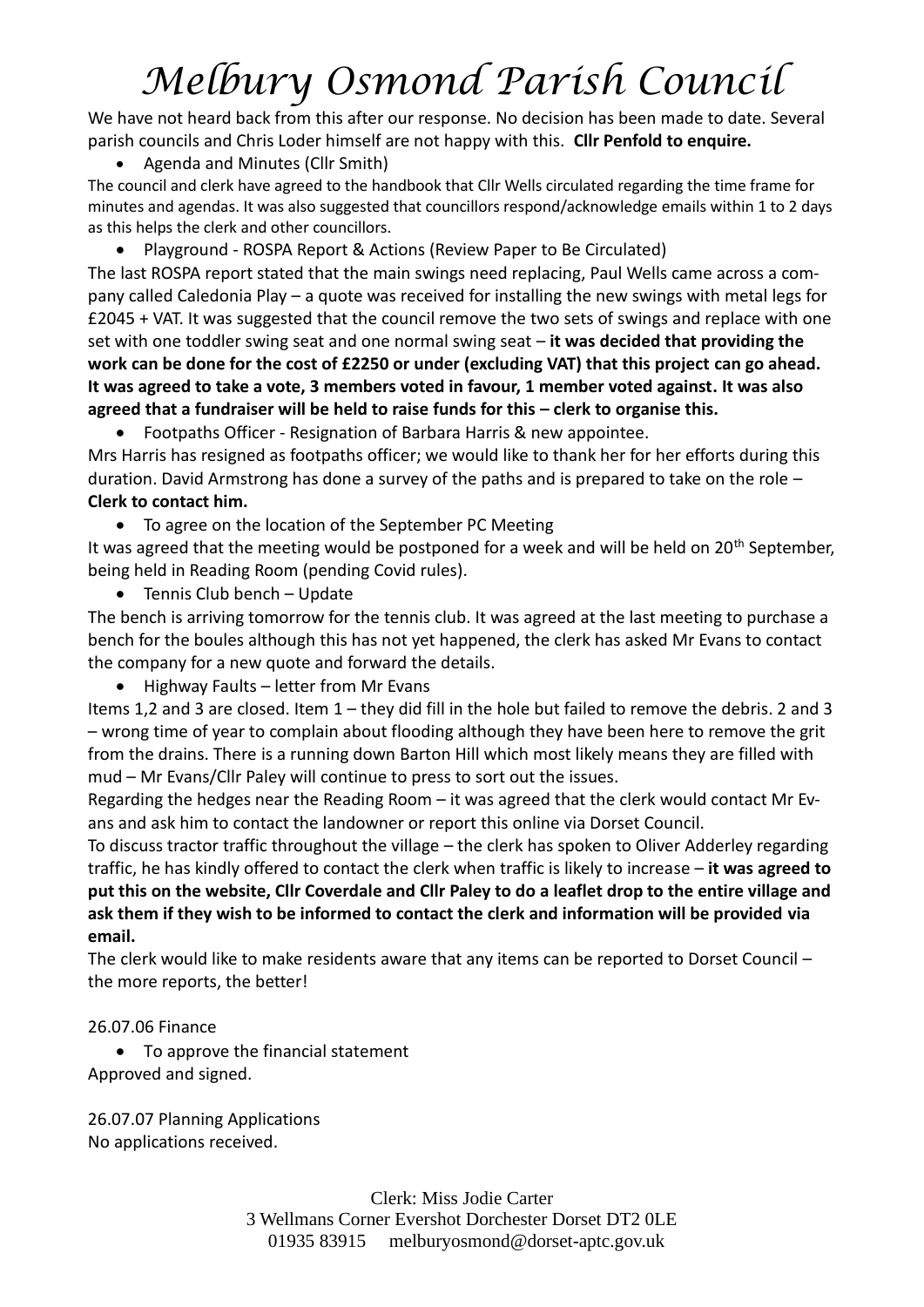We have not heard back from this after our response. No decision has been made to date. Several parish councils and Chris Loder himself are not happy with this. **Cllr Penfold to enquire.**

- Agenda and Minutes (Cllr Smith)

The council and clerk have agreed to the handbook that Cllr Wells circulated regarding the time frame for minutes and agendas. It was also suggested that councillors respond/acknowledge emails within 1 to 2 days as this helps the clerk and other councillors.

- Playground - ROSPA Report & Actions (Review Paper to Be Circulated)

The last ROSPA report stated that the main swings need replacing, Paul Wells came across a company called Caledonia Play – a quote was received for installing the new swings with metal legs for £2045 + VAT. It was suggested that the council remove the two sets of swings and replace with one set with one toddler swing seat and one normal swing seat – **it was decided that providing the work can be done for the cost of £2250 or under (excluding VAT) that this project can go ahead. It was agreed to take a vote, 3 members voted in favour, 1 member voted against. It was also agreed that a fundraiser will be held to raise funds for this – clerk to organise this.**

- Footpaths Officer - Resignation of Barbara Harris & new appointee.

Mrs Harris has resigned as footpaths officer; we would like to thank her for her efforts during this duration. David Armstrong has done a survey of the paths and is prepared to take on the role – **Clerk to contact him.**

- To agree on the location of the September PC Meeting

It was agreed that the meeting would be postponed for a week and will be held on 20th September, being held in Reading Room (pending Covid rules).

- Tennis Club bench – Update

The bench is arriving tomorrow for the tennis club. It was agreed at the last meeting to purchase a bench for the boules although this has not yet happened, the clerk has asked Mr Evans to contact the company for a new quote and forward the details.

- Highway Faults – letter from Mr Evans

Items 1,2 and 3 are closed. Item 1 – they did fill in the hole but failed to remove the debris. 2 and 3 – wrong time of year to complain about flooding although they have been here to remove the grit from the drains. There is a running down Barton Hill which most likely means they are filled with mud – Mr Evans/Cllr Paley will continue to press to sort out the issues.

Regarding the hedges near the Reading Room – it was agreed that the clerk would contact Mr Evans and ask him to contact the landowner or report this online via Dorset Council.

To discuss tractor traffic throughout the village – the clerk has spoken to Oliver Adderley regarding traffic, he has kindly offered to contact the clerk when traffic is likely to increase – **it was agreed to put this on the website, Cllr Coverdale and Cllr Paley to do a leaflet drop to the entire village and ask them if they wish to be informed to contact the clerk and information will be provided via email.**

The clerk would like to make residents aware that any items can be reported to Dorset Council – the more reports, the better!

26.07.06 Finance

- To approve the financial statement

Approved and signed.

26.07.07 Planning Applications

No applications received.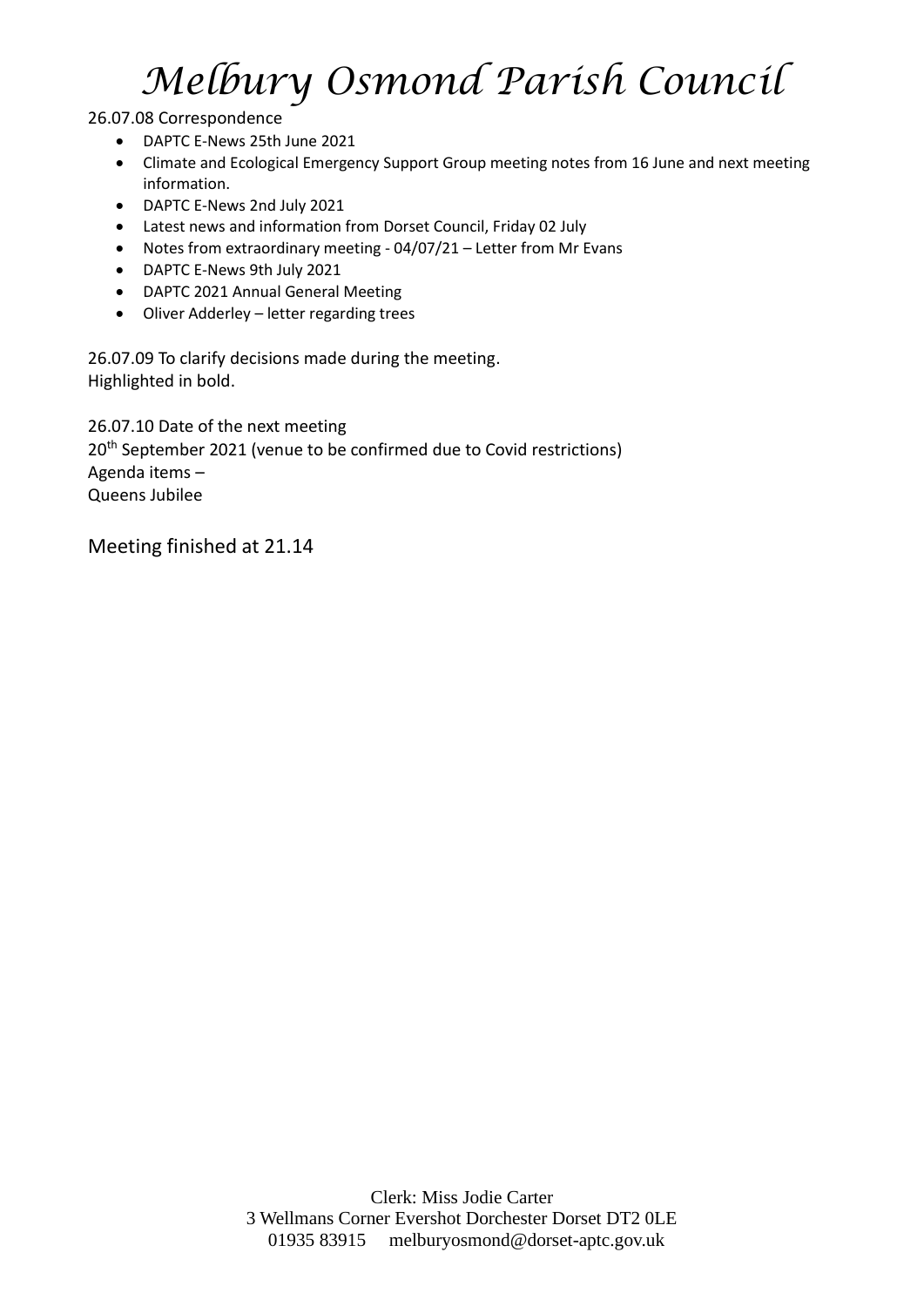26.07.08 Correspondence

- DAPTC E-News 25th June 2021
- Climate and Ecological Emergency Support Group meeting notes from 16 June and next meeting information.
- DAPTC E-News 2nd July 2021
- Latest news and information from Dorset Council, Friday 02 July
- Notes from extraordinary meeting - 04/07/21 – Letter from Mr Evans
- DAPTC E-News 9th July 2021
- DAPTC 2021 Annual General Meeting
- Oliver Adderley – letter regarding trees

26.07.09 To clarify decisions made during the meeting.
Highlighted in bold.

26.07.10 Date of the next meeting
20th September 2021 (venue to be confirmed due to Covid restrictions)
Agenda items –
Queens Jubilee

Meeting finished at 21.14